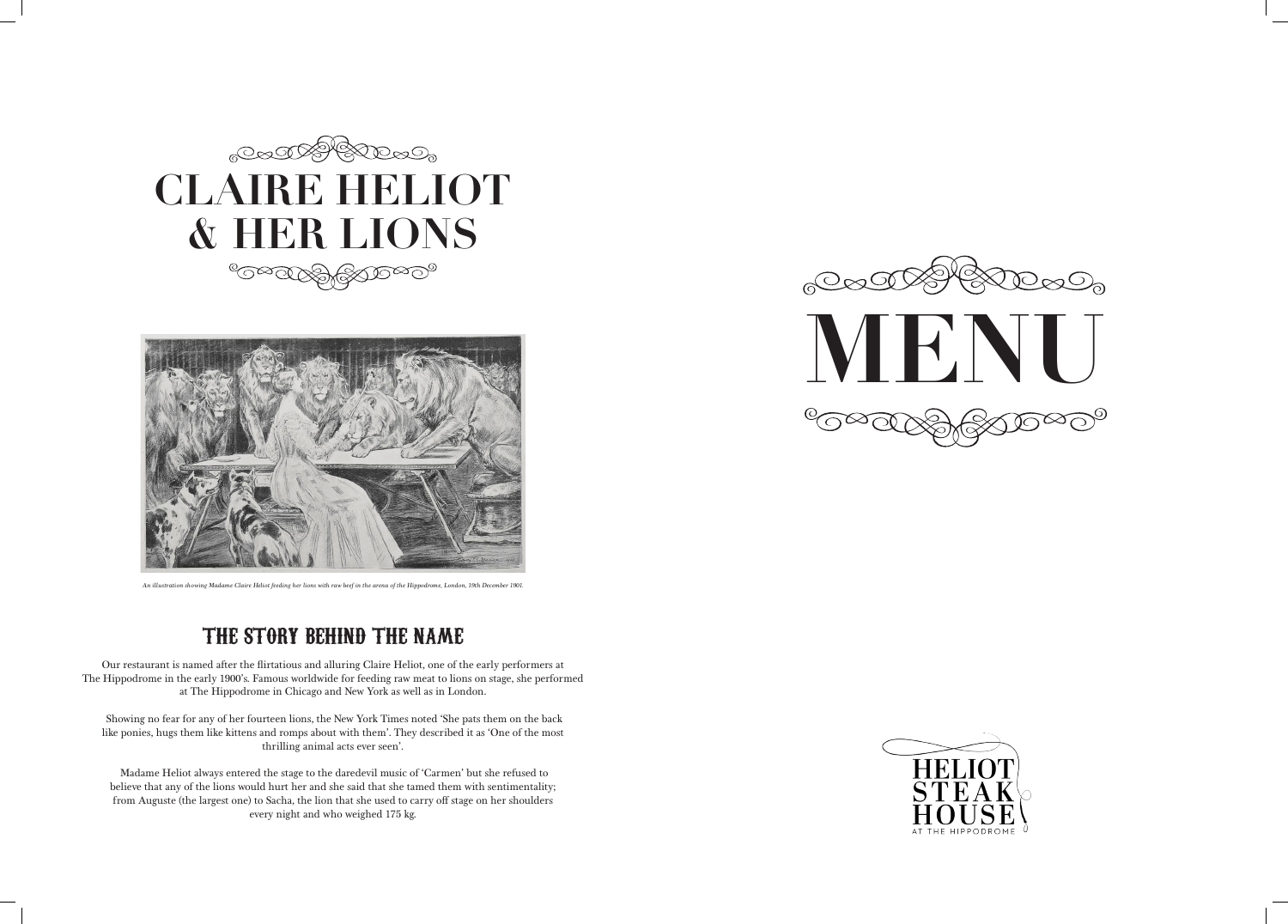# CLAIRE HELIOT & HER LIONS

*An illustration showing Madame Claire Heliot feeding her lions with raw beef in the arena of the Hippodrome, London, 19th December 1901.*

## THE STORY BEHIND THE NAME

Our restaurant is named after the flirtatious and alluring Claire Heliot, one of the early performers at The Hippodrome in the early 1900's. Famous worldwide for feeding raw meat to lions on stage, she performed at The Hippodrome in Chicago and New York as well as in London.

Showing no fear for any of her fourteen lions, the New York Times noted 'She pats them on the back like ponies, hugs them like kittens and romps about with them'. They described it as 'One of the most thrilling animal acts ever seen'.

Madame Heliot always entered the stage to the daredevil music of 'Carmen' but she refused to believe that any of the lions would hurt her and she said that she tamed them with sentimentality; from Auguste (the largest one) to Sacha, the lion that she used to carry off stage on her shoulders every night and who weighed 175 kg.

# MENU

HELIOT STEAK HOUSE
AT THE HIPPODROME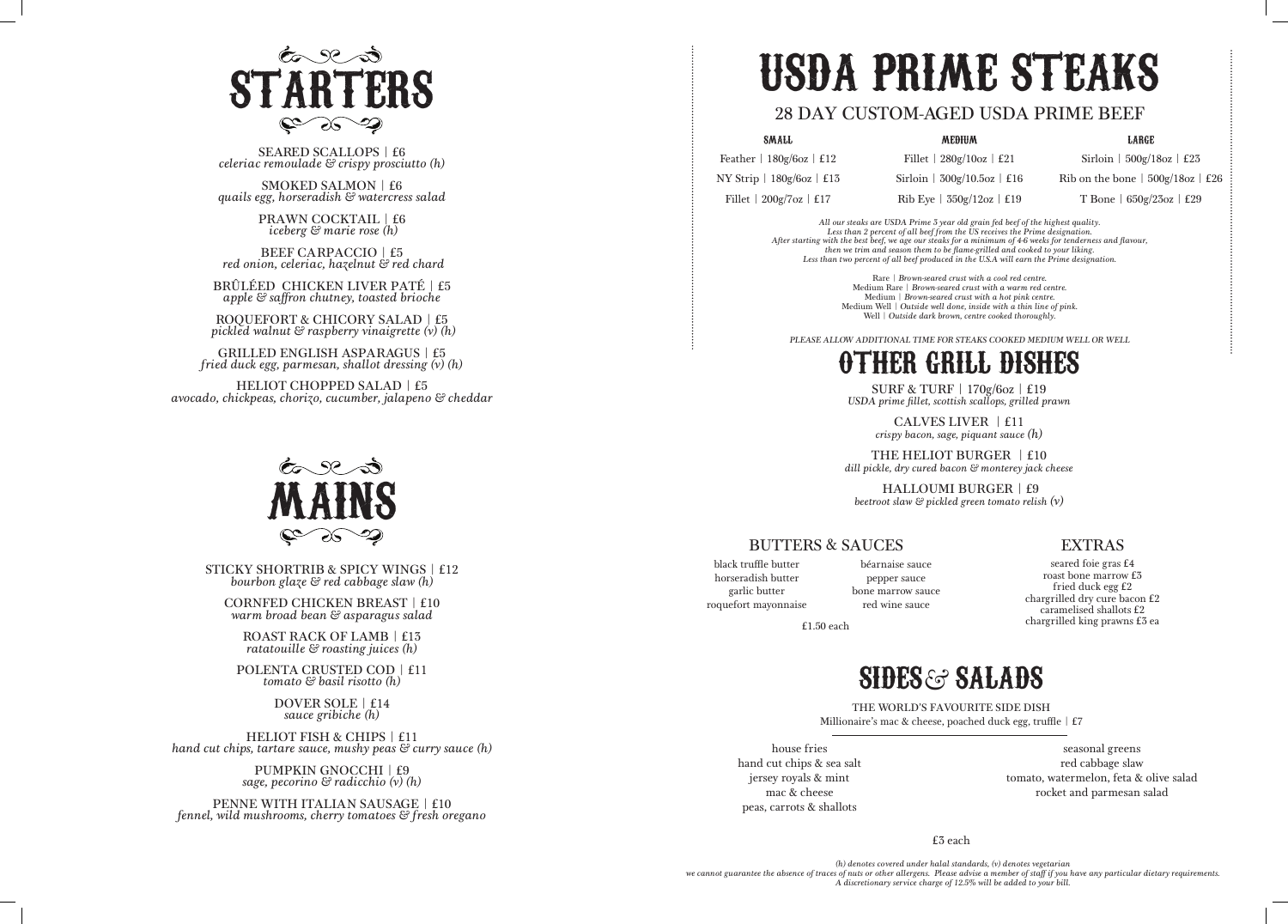# STARTERS

SEARED SCALLOPS | £6
*celeriac remoulade & crispy prosciutto (h)*

SMOKED SALMON | £6
*quails egg, horseradish & watercress salad*

PRAWN COCKTAIL | £6
*iceberg & marie rose (h)*

BEEF CARPACCIO | £5
*red onion, celeriac, hazelnut & red chard*

BRÛLÉED CHICKEN LIVER PATÉ | £5
*apple & saffron chutney, toasted brioche*

ROQUEFORT & CHICORY SALAD | £5
*pickled walnut & raspberry vinaigrette (v) (h)*

GRILLED ENGLISH ASPARAGUS | £5
*fried duck egg, parmesan, shallot dressing (v) (h)*

HELIOT CHOPPED SALAD | £5
*avocado, chickpeas, chorizo, cucumber, jalapeno & cheddar*

# MAINS

STICKY SHORTRIB & SPICY WINGS | £12
*bourbon glaze & red cabbage slaw (h)*

CORNFED CHICKEN BREAST | £10
*warm broad bean & asparagus salad*

ROAST RACK OF LAMB | £13
*ratatouille & roasting juices (h)*

POLENTA CRUSTED COD | £11
*tomato & basil risotto (h)*

DOVER SOLE | £14
*sauce gribiche (h)*

HELIOT FISH & CHIPS | £11
*hand cut chips, tartare sauce, mushy peas & curry sauce (h)*

PUMPKIN GNOCCHI | £9
*sage, pecorino & radicchio (v) (h)*

PENNE WITH ITALIAN SAUSAGE | £10
*fennel, wild mushrooms, cherry tomatoes & fresh oregano*

# USDA PRIME STEAKS

## 28 DAY CUSTOM-AGED USDA PRIME BEEF

| SMALL | MEDIUM | LARGE |
|---|---|---|
| Feather \| 180g/6oz \| £12 | Fillet \| 280g/10oz \| £21 | Sirloin \| 500g/18oz \| £23 |
| NY Strip \| 180g/6oz \| £13 | Sirloin \| 300g/10.5oz \| £16 | Rib on the bone \| 500g/18oz \| £26 |
| Fillet \| 200g/7oz \| £17 | Rib Eye \| 350g/12oz \| £19 | T Bone \| 650g/23oz \| £29 |

*All our steaks are USDA Prime 3 year old grain fed beef of the highest quality.*
*Less than 2 percent of all beef from the US receives the Prime designation.*
*After starting with the best beef, we age our steaks for a minimum of 4-6 weeks for tenderness and flavour,*
*then we trim and season them to be flame-grilled and cooked to your liking.*
*Less than two percent of all beef produced in the U.S.A will earn the Prime designation.*

Rare | *Brown-seared crust with a cool red centre.*
Medium Rare | *Brown-seared crust with a warm red centre.*
Medium | *Brown-seared crust with a hot pink centre.*
Medium Well | *Outside well done, inside with a thin line of pink.*
Well | *Outside dark brown, centre cooked thoroughly.*

*PLEASE ALLOW ADDITIONAL TIME FOR STEAKS COOKED MEDIUM WELL OR WELL*

# OTHER GRILL DISHES

SURF & TURF | 170g/6oz | £19
*USDA prime fillet, scottish scallops, grilled prawn*

CALVES LIVER | £11
*crispy bacon, sage, piquant sauce (h)*

THE HELIOT BURGER | £10
*dill pickle, dry cured bacon & monterey jack cheese*

HALLOUMI BURGER | £9
*beetroot slaw & pickled green tomato relish (v)*

## BUTTERS & SAUCES

black truffle butter
horseradish butter
garlic butter
roquefort mayonnaise

béarnaise sauce
pepper sauce
bone marrow sauce
red wine sauce

£1.50 each

## EXTRAS

seared foie gras £4
roast bone marrow £3
fried duck egg £2
chargrilled dry cure bacon £2
caramelised shallots £2
chargrilled king prawns £3 ea

# SIDES & SALADS

THE WORLD'S FAVOURITE SIDE DISH
Millionaire's mac & cheese, poached duck egg, truffle | £7

house fries
hand cut chips & sea salt
jersey royals & mint
mac & cheese
peas, carrots & shallots

seasonal greens
red cabbage slaw
tomato, watermelon, feta & olive salad
rocket and parmesan salad

£3 each

*(h) denotes covered under halal standards, (v) denotes vegetarian*
*we cannot guarantee the absence of traces of nuts or other allergens. Please advise a member of staff if you have any particular dietary requirements.*
*A discretionary service charge of 12.5% will be added to your bill.*